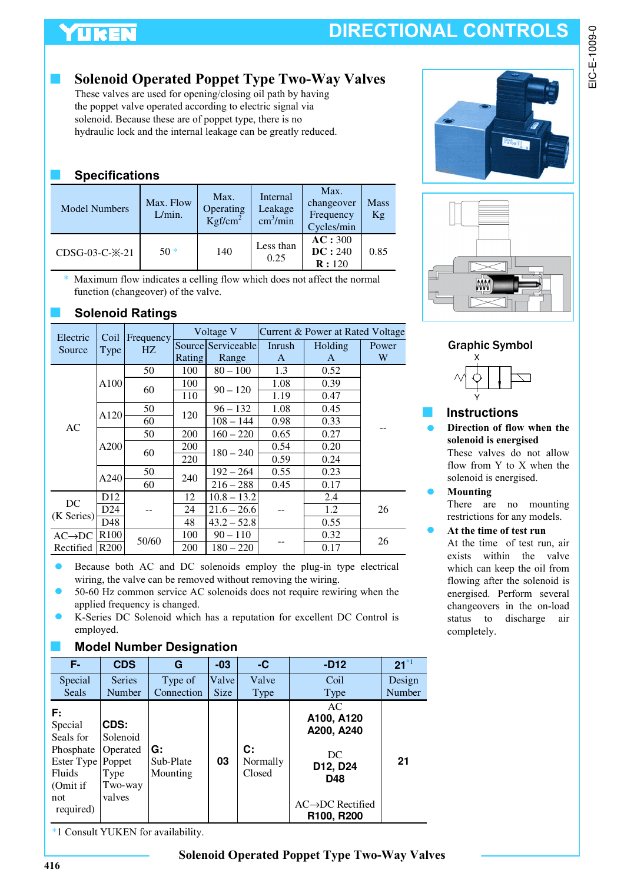## Solenoid Operated Poppet Type Two-Way Valves

These valves are used for opening/closing oil path by having the poppet valve operated according to electric signal via solenoid. Because these are of poppet type, there is no hydraulic lock and the internal leakage can be greatly reduced.

## Specifications

| Model Numbers | Max. Flow L/min. | Max. Operating Kgf/cm² | Internal Leakage cm³/min | Max. changeover Frequency Cycles/min | Mass Kg |
|---|---|---|---|---|---|
| CDSG-03-C-※-21 | 50 * | 140 | Less than 0.25 | **AC** : 300 **DC** : 240 **R** : 120 | 0.85 |

\* Maximum flow indicates a celling flow which does not affect the normal function (changeover) of the valve.

## Solenoid Ratings

| Electric Source | Coil Type | Frequency HZ | Voltage V | | Current & Power at Rated Voltage | | |
|---|---|---|---|---|---|---|---|
| | | | Source Rating | Serviceable Range | Inrush A | Holding A | Power W |
| AC | A100 | 50 | 100 | 80 – 100 | 1.3 | 0.52 | -- |
| | | 60 | 100 | 90 – 120 | 1.08 | 0.39 | |
| | | | 110 | | 1.19 | 0.47 | |
| | A120 | 50 | 120 | 96 – 132 | 1.08 | 0.45 | |
| | | 60 | | 108 – 144 | 0.98 | 0.33 | |
| | A200 | 50 | 200 | 160 – 220 | 0.65 | 0.27 | |
| | | 60 | 200 | 180 – 240 | 0.54 | 0.20 | |
| | | | 220 | | 0.59 | 0.24 | |
| | A240 | 50 | 240 | 192 – 264 | 0.55 | 0.23 | |
| | | 60 | | 216 – 288 | 0.45 | 0.17 | |
| DC (K Series) | D12 | -- | 12 | 10.8 – 13.2 | -- | 2.4 | 26 |
| | D24 | | 24 | 21.6 – 26.6 | | 1.2 | |
| | D48 | | 48 | 43.2 – 52.8 | | 0.55 | |
| AC→DC Rectified | R100 | 50/60 | 100 | 90 – 110 | -- | 0.32 | 26 |
| | R200 | | 200 | 180 – 220 | | 0.17 | |

- Because both AC and DC solenoids employ the plug-in type electrical wiring, the valve can be removed without removing the wiring.
- 50-60 Hz common service AC solenoids does not require rewiring when the applied frequency is changed.
- K-Series DC Solenoid which has a reputation for excellent DC Control is employed.

## Model Number Designation

| F- | CDS | G | -03 | -C | -D12 | 21 *1 |
|---|---|---|---|---|---|---|
| Special Seals | Series Number | Type of Connection | Valve Size | Valve Type | Coil Type | Design Number |
| **F:** Special Seals for Phosphate Ester Type Fluids (Omit if not required) | **CDS:** Solenoid Operated Poppet Type Two-way valves | **G:** Sub-Plate Mounting | **03** | **C:** Normally Closed | AC **A100, A120 A200, A240** DC **D12, D24 D48** AC→DC Rectified **R100, R200** | **21** |

*1 Consult YUKEN for availability.

## Graphic Symbol

## Instructions

- **Direction of flow when the solenoid is energised**
  These valves do not allow flow from Y to X when the solenoid is energised.
- **Mounting**
  There are no mounting restrictions for any models.
- **At the time of test run**
  At the time of test run, air exists within the valve which can keep the oil from flowing after the solenoid is energised. Perform several changeovers in the on-load status to discharge air completely.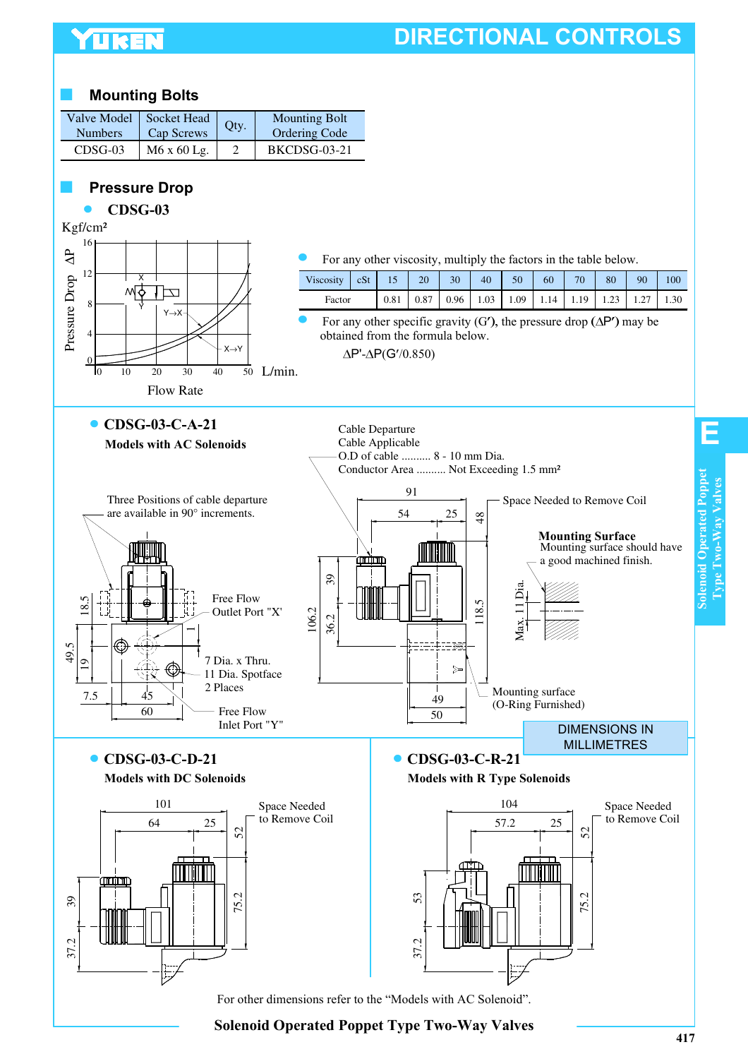## Mounting Bolts

| Valve Model Numbers | Socket Head Cap Screws | Qty. | Mounting Bolt Ordering Code |
|---|---|---|---|
| CDSG-03 | M6 x 60 Lg. | 2 | BKCDSG-03-21 |

## Pressure Drop

### CDSG-03

Kgf/cm²

Pressure Drop ΔP

Flow Rate L/min.

- For any other viscosity, multiply the factors in the table below.

| Viscosity | cSt | 15 | 20 | 30 | 40 | 50 | 60 | 70 | 80 | 90 | 100 |
|---|---|---|---|---|---|---|---|---|---|---|---|
| Factor | | 0.81 | 0.87 | 0.96 | 1.03 | 1.09 | 1.14 | 1.19 | 1.23 | 1.27 | 1.30 |

- For any other specific gravity (G′), the pressure drop (ΔP′) may be obtained from the formula below.

$$\Delta P' = \Delta P(G'/0.850)$$

### CDSG-03-C-A-21

**Models with AC Solenoids**

Cable Departure
Cable Applicable
O.D of cable .......... 8 - 10 mm Dia.
Conductor Area .......... Not Exceeding 1.5 mm²

Three Positions of cable departure are available in 90° increments.

Space Needed to Remove Coil

**Mounting Surface**
Mounting surface should have a good machined finish.

Free Flow Outlet Port "X"

7 Dia. x Thru.
11 Dia. Spotface
2 Places

Free Flow Inlet Port "Y"

Mounting surface (O-Ring Furnished)

DIMENSIONS IN MILLIMETRES

### CDSG-03-C-D-21

**Models with DC Solenoids**

Space Needed to Remove Coil

### CDSG-03-C-R-21

**Models with R Type Solenoids**

Space Needed to Remove Coil

For other dimensions refer to the "Models with AC Solenoid".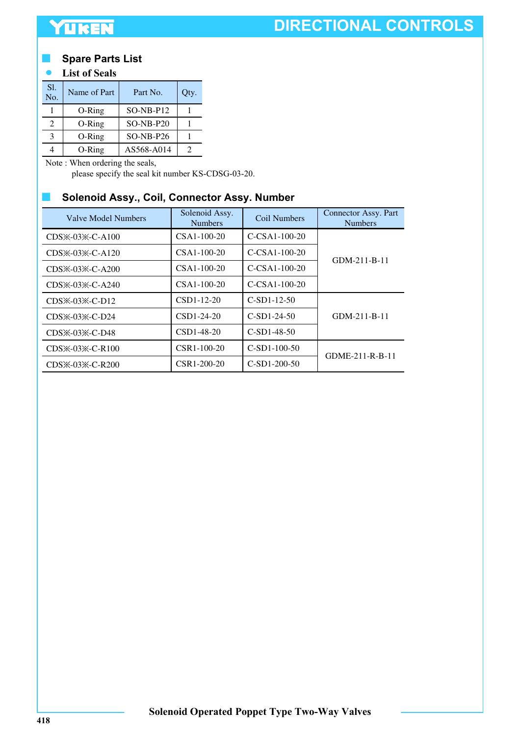## Spare Parts List

### List of Seals

| Sl. No. | Name of Part | Part No. | Qty. |
|---|---|---|---|
| 1 | O-Ring | SO-NB-P12 | 1 |
| 2 | O-Ring | SO-NB-P20 | 1 |
| 3 | O-Ring | SO-NB-P26 | 1 |
| 4 | O-Ring | AS568-A014 | 2 |

Note : When ordering the seals,
please specify the seal kit number KS-CDSG-03-20.

## Solenoid Assy., Coil, Connector Assy. Number

| Valve Model Numbers | Solenoid Assy. Numbers | Coil Numbers | Connector Assy. Part Numbers |
|---|---|---|---|
| CDS※-03※-C-A100 | CSA1-100-20 | C-CSA1-100-20 | GDM-211-B-11 |
| CDS※-03※-C-A120 | CSA1-100-20 | C-CSA1-100-20 | |
| CDS※-03※-C-A200 | CSA1-100-20 | C-CSA1-100-20 | |
| CDS※-03※-C-A240 | CSA1-100-20 | C-CSA1-100-20 | |
| CDS※-03※-C-D12 | CSD1-12-20 | C-SD1-12-50 | GDM-211-B-11 |
| CDS※-03※-C-D24 | CSD1-24-20 | C-SD1-24-50 | |
| CDS※-03※-C-D48 | CSD1-48-20 | C-SD1-48-50 | |
| CDS※-03※-C-R100 | CSR1-100-20 | C-SD1-100-50 | GDME-211-R-B-11 |
| CDS※-03※-C-R200 | CSR1-200-20 | C-SD1-200-50 | |